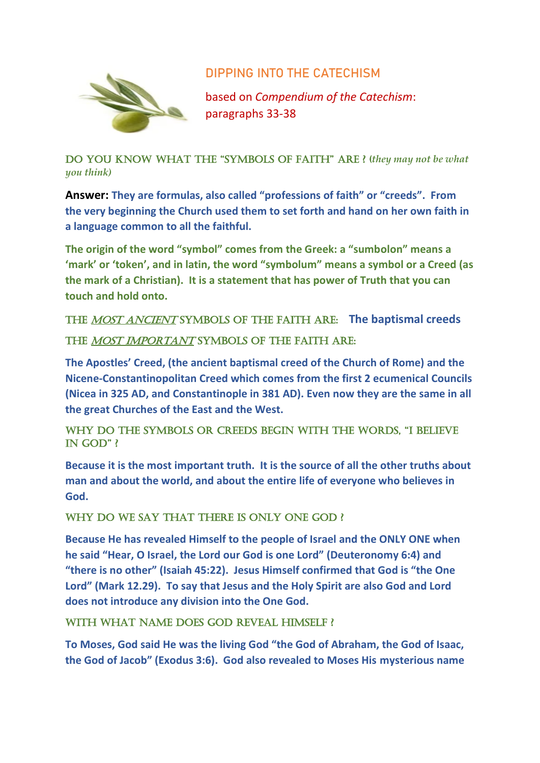# DIPPING INTO THE CATECHISM

based on *Compendium of the Catechism*: paragraphs 33-38

## DO YOU KNOW WHAT THE "SYMBOLS OF FAITH" ARE ? (*they may not be what you think)*

**Answer: They are formulas, also called "professions of faith" or "creeds". From the very beginning the Church used them to set forth and hand on her own faith in a language common to all the faithful.**

**The origin of the word "symbol" comes from the Greek: a "sumbolon" means a 'mark' or 'token', and in latin, the word "symbolum" means a symbol or a Creed (as the mark of a Christian). It is a statement that has power of Truth that you can touch and hold onto.**

## THE *MOST ANCIENT* SYMBOLS OF THE FAITH ARE: **The baptismal creeds**

## THE *MOST IMPORTANT* SYMBOLS OF THE FAITH ARE:

**The Apostles' Creed, (the ancient baptismal creed of the Church of Rome) and the Nicene-Constantinopolitan Creed which comes from the first 2 ecumenical Councils (Nicea in 325 AD, and Constantinople in 381 AD). Even now they are the same in all the great Churches of the East and the West.**

## WHY DO THE SYMBOLS OR CREEDS BEGIN WITH THE WORDS, "I BELIEVE IN GOD" ?

**Because it is the most important truth. It is the source of all the other truths about man and about the world, and about the entire life of everyone who believes in God.**

## WHY DO WE SAY THAT THERE IS ONLY ONE GOD ?

**Because He has revealed Himself to the people of Israel and the ONLY ONE when he said "Hear, O Israel, the Lord our God is one Lord" (Deuteronomy 6:4) and "there is no other" (Isaiah 45:22). Jesus Himself confirmed that God is "the One Lord" (Mark 12.29). To say that Jesus and the Holy Spirit are also God and Lord does not introduce any division into the One God.**

## WITH WHAT NAME DOES GOD REVEAL HIMSELF ?

**To Moses, God said He was the living God "the God of Abraham, the God of Isaac, the God of Jacob" (Exodus 3:6). God also revealed to Moses His mysterious name**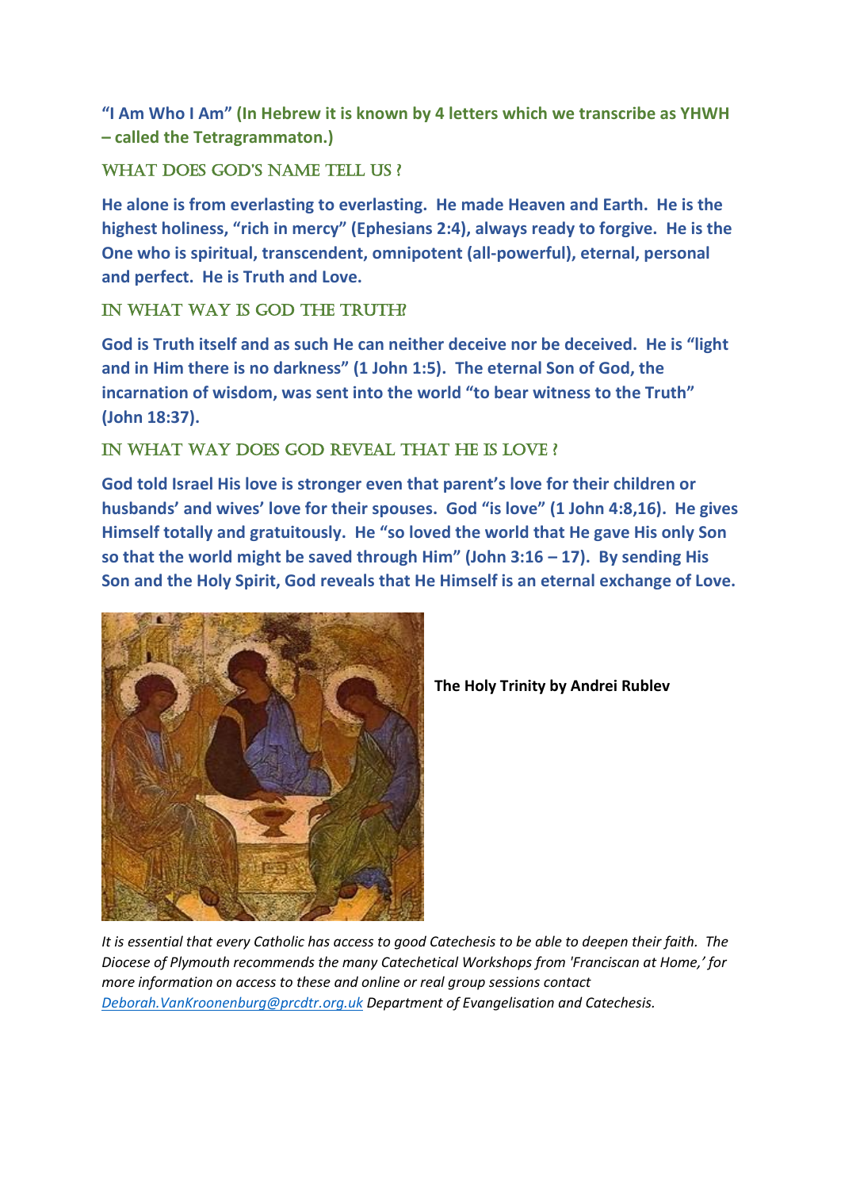**"I Am Who I Am" (In Hebrew it is known by 4 letters which we transcribe as YHWH – called the Tetragrammaton.)**

## WHAT DOES GOD'S NAME TELL US ?

**He alone is from everlasting to everlasting. He made Heaven and Earth. He is the highest holiness, "rich in mercy" (Ephesians 2:4), always ready to forgive. He is the One who is spiritual, transcendent, omnipotent (all-powerful), eternal, personal and perfect. He is Truth and Love.**

## IN WHAT WAY IS GOD THE TRUTH?

**God is Truth itself and as such He can neither deceive nor be deceived. He is "light and in Him there is no darkness" (1 John 1:5). The eternal Son of God, the incarnation of wisdom, was sent into the world "to bear witness to the Truth" (John 18:37).**

## IN WHAT WAY DOES GOD REVEAL THAT HE IS LOVE ?

**God told Israel His love is stronger even that parent's love for their children or husbands' and wives' love for their spouses. God "is love" (1 John 4:8,16). He gives Himself totally and gratuitously. He "so loved the world that He gave His only Son so that the world might be saved through Him" (John 3:16 – 17). By sending His Son and the Holy Spirit, God reveals that He Himself is an eternal exchange of Love.**

**The Holy Trinity by Andrei Rublev**

*It is essential that every Catholic has access to good Catechesis to be able to deepen their faith. The Diocese of Plymouth recommends the many Catechetical Workshops from 'Franciscan at Home,' for more information on access to these and online or real group sessions contact Deborah.VanKroonenburg@prcdtr.org.uk Department of Evangelisation and Catechesis.*